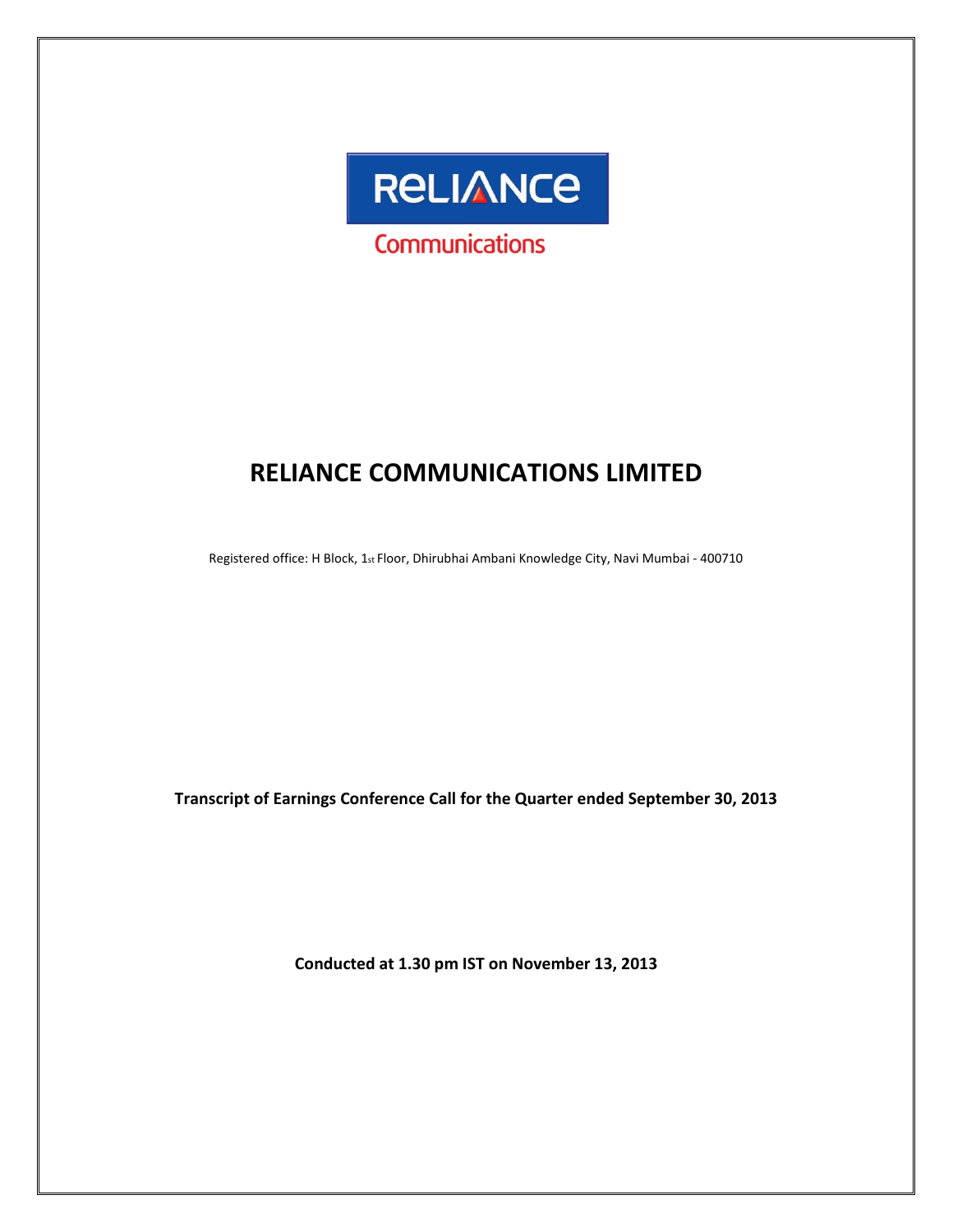RELIANCE

Communications

# RELIANCE COMMUNICATIONS LIMITED

Registered office: H Block, 1st Floor, Dhirubhai Ambani Knowledge City, Navi Mumbai - 400710

**Transcript of Earnings Conference Call for the Quarter ended September 30, 2013**

**Conducted at 1.30 pm IST on November 13, 2013**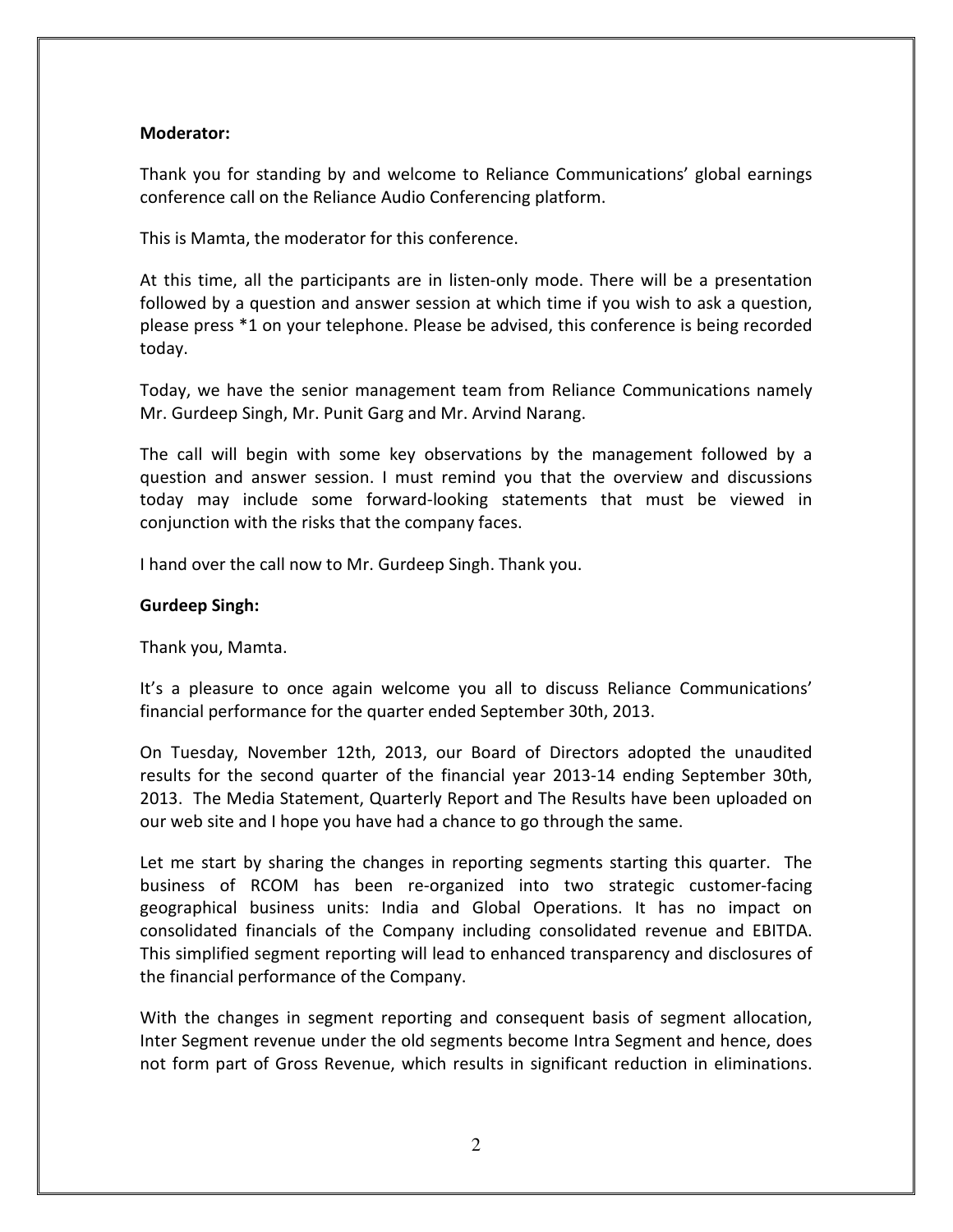**Moderator:**

Thank you for standing by and welcome to Reliance Communications' global earnings conference call on the Reliance Audio Conferencing platform.

This is Mamta, the moderator for this conference.

At this time, all the participants are in listen-only mode. There will be a presentation followed by a question and answer session at which time if you wish to ask a question, please press *1 on your telephone. Please be advised, this conference is being recorded today.

Today, we have the senior management team from Reliance Communications namely Mr. Gurdeep Singh, Mr. Punit Garg and Mr. Arvind Narang.

The call will begin with some key observations by the management followed by a question and answer session. I must remind you that the overview and discussions today may include some forward-looking statements that must be viewed in conjunction with the risks that the company faces.

I hand over the call now to Mr. Gurdeep Singh. Thank you.

**Gurdeep Singh:**

Thank you, Mamta.

It's a pleasure to once again welcome you all to discuss Reliance Communications' financial performance for the quarter ended September 30th, 2013.

On Tuesday, November 12th, 2013, our Board of Directors adopted the unaudited results for the second quarter of the financial year 2013-14 ending September 30th, 2013. The Media Statement, Quarterly Report and The Results have been uploaded on our web site and I hope you have had a chance to go through the same.

Let me start by sharing the changes in reporting segments starting this quarter. The business of RCOM has been re-organized into two strategic customer-facing geographical business units: India and Global Operations. It has no impact on consolidated financials of the Company including consolidated revenue and EBITDA. This simplified segment reporting will lead to enhanced transparency and disclosures of the financial performance of the Company.

With the changes in segment reporting and consequent basis of segment allocation, Inter Segment revenue under the old segments become Intra Segment and hence, does not form part of Gross Revenue, which results in significant reduction in eliminations.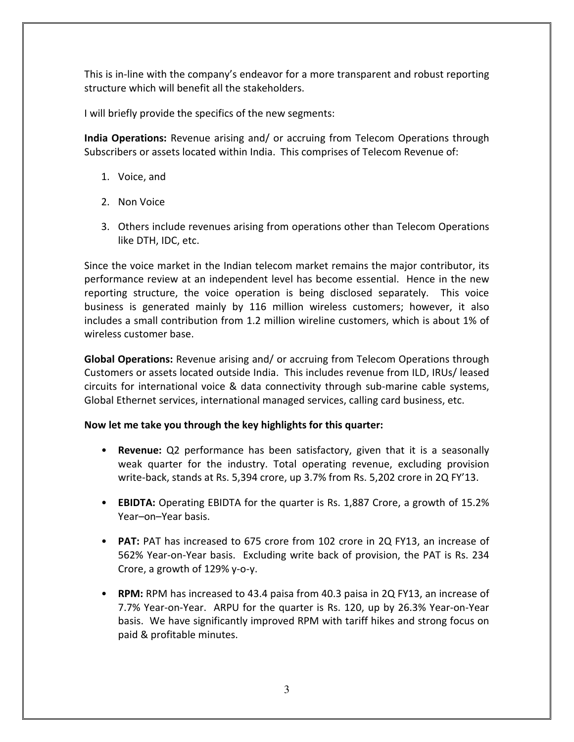This is in-line with the company's endeavor for a more transparent and robust reporting structure which will benefit all the stakeholders.

I will briefly provide the specifics of the new segments:

**India Operations:** Revenue arising and/ or accruing from Telecom Operations through Subscribers or assets located within India. This comprises of Telecom Revenue of:

1. Voice, and
2. Non Voice
3. Others include revenues arising from operations other than Telecom Operations like DTH, IDC, etc.

Since the voice market in the Indian telecom market remains the major contributor, its performance review at an independent level has become essential. Hence in the new reporting structure, the voice operation is being disclosed separately. This voice business is generated mainly by 116 million wireless customers; however, it also includes a small contribution from 1.2 million wireline customers, which is about 1% of wireless customer base.

**Global Operations:** Revenue arising and/ or accruing from Telecom Operations through Customers or assets located outside India. This includes revenue from ILD, IRUs/ leased circuits for international voice & data connectivity through sub-marine cable systems, Global Ethernet services, international managed services, calling card business, etc.

**Now let me take you through the key highlights for this quarter:**

- **Revenue:** Q2 performance has been satisfactory, given that it is a seasonally weak quarter for the industry. Total operating revenue, excluding provision write-back, stands at Rs. 5,394 crore, up 3.7% from Rs. 5,202 crore in 2Q FY'13.
- **EBIDTA:** Operating EBIDTA for the quarter is Rs. 1,887 Crore, a growth of 15.2% Year–on–Year basis.
- **PAT:** PAT has increased to 675 crore from 102 crore in 2Q FY13, an increase of 562% Year-on-Year basis. Excluding write back of provision, the PAT is Rs. 234 Crore, a growth of 129% y-o-y.
- **RPM:** RPM has increased to 43.4 paisa from 40.3 paisa in 2Q FY13, an increase of 7.7% Year-on-Year. ARPU for the quarter is Rs. 120, up by 26.3% Year-on-Year basis. We have significantly improved RPM with tariff hikes and strong focus on paid & profitable minutes.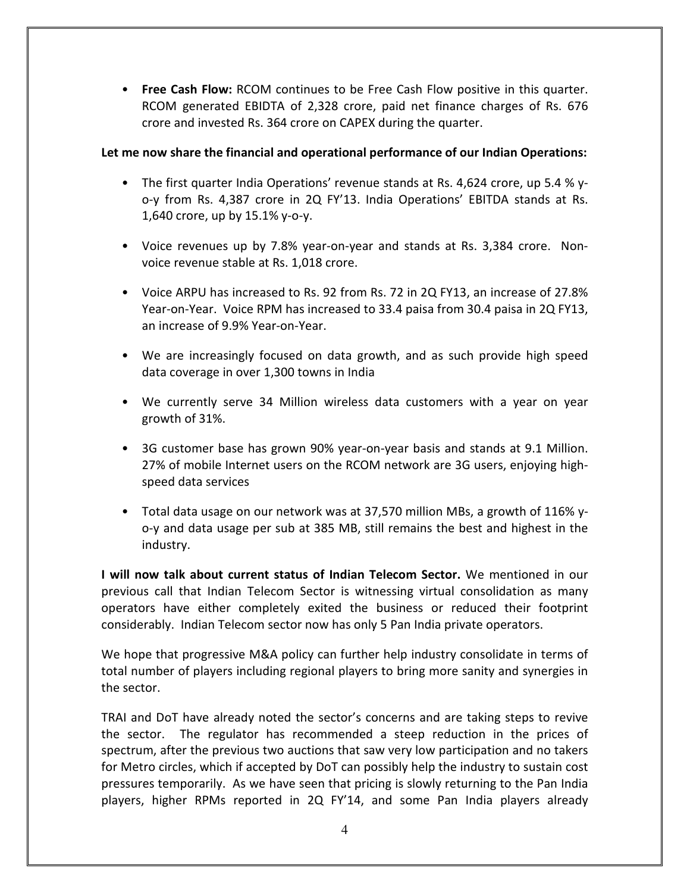- **Free Cash Flow:** RCOM continues to be Free Cash Flow positive in this quarter. RCOM generated EBIDTA of 2,328 crore, paid net finance charges of Rs. 676 crore and invested Rs. 364 crore on CAPEX during the quarter.

**Let me now share the financial and operational performance of our Indian Operations:**

- The first quarter India Operations' revenue stands at Rs. 4,624 crore, up 5.4 % y-o-y from Rs. 4,387 crore in 2Q FY'13. India Operations' EBITDA stands at Rs. 1,640 crore, up by 15.1% y-o-y.
- Voice revenues up by 7.8% year-on-year and stands at Rs. 3,384 crore. Non-voice revenue stable at Rs. 1,018 crore.
- Voice ARPU has increased to Rs. 92 from Rs. 72 in 2Q FY13, an increase of 27.8% Year-on-Year. Voice RPM has increased to 33.4 paisa from 30.4 paisa in 2Q FY13, an increase of 9.9% Year-on-Year.
- We are increasingly focused on data growth, and as such provide high speed data coverage in over 1,300 towns in India
- We currently serve 34 Million wireless data customers with a year on year growth of 31%.
- 3G customer base has grown 90% year-on-year basis and stands at 9.1 Million. 27% of mobile Internet users on the RCOM network are 3G users, enjoying high-speed data services
- Total data usage on our network was at 37,570 million MBs, a growth of 116% y-o-y and data usage per sub at 385 MB, still remains the best and highest in the industry.

**I will now talk about current status of Indian Telecom Sector.** We mentioned in our previous call that Indian Telecom Sector is witnessing virtual consolidation as many operators have either completely exited the business or reduced their footprint considerably. Indian Telecom sector now has only 5 Pan India private operators.

We hope that progressive M&A policy can further help industry consolidate in terms of total number of players including regional players to bring more sanity and synergies in the sector.

TRAI and DoT have already noted the sector's concerns and are taking steps to revive the sector. The regulator has recommended a steep reduction in the prices of spectrum, after the previous two auctions that saw very low participation and no takers for Metro circles, which if accepted by DoT can possibly help the industry to sustain cost pressures temporarily. As we have seen that pricing is slowly returning to the Pan India players, higher RPMs reported in 2Q FY'14, and some Pan India players already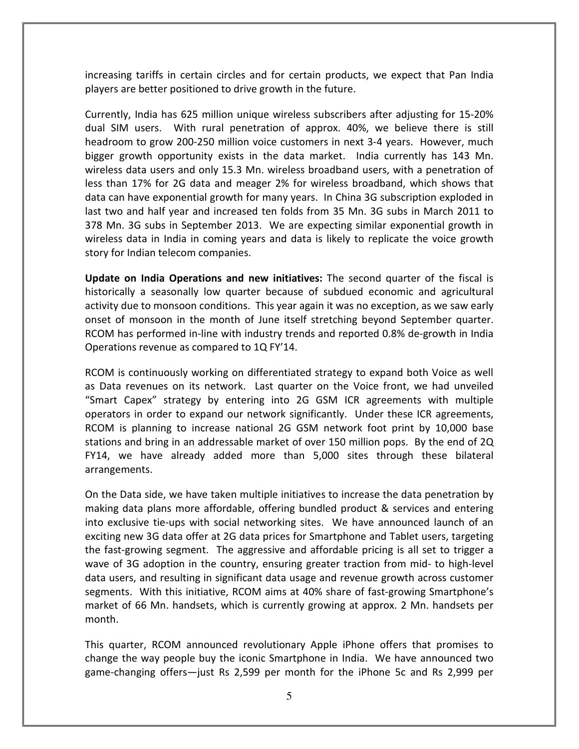increasing tariffs in certain circles and for certain products, we expect that Pan India players are better positioned to drive growth in the future.

Currently, India has 625 million unique wireless subscribers after adjusting for 15-20% dual SIM users. With rural penetration of approx. 40%, we believe there is still headroom to grow 200-250 million voice customers in next 3-4 years. However, much bigger growth opportunity exists in the data market. India currently has 143 Mn. wireless data users and only 15.3 Mn. wireless broadband users, with a penetration of less than 17% for 2G data and meager 2% for wireless broadband, which shows that data can have exponential growth for many years. In China 3G subscription exploded in last two and half year and increased ten folds from 35 Mn. 3G subs in March 2011 to 378 Mn. 3G subs in September 2013. We are expecting similar exponential growth in wireless data in India in coming years and data is likely to replicate the voice growth story for Indian telecom companies.

**Update on India Operations and new initiatives:** The second quarter of the fiscal is historically a seasonally low quarter because of subdued economic and agricultural activity due to monsoon conditions. This year again it was no exception, as we saw early onset of monsoon in the month of June itself stretching beyond September quarter. RCOM has performed in-line with industry trends and reported 0.8% de-growth in India Operations revenue as compared to 1Q FY'14.

RCOM is continuously working on differentiated strategy to expand both Voice as well as Data revenues on its network. Last quarter on the Voice front, we had unveiled "Smart Capex" strategy by entering into 2G GSM ICR agreements with multiple operators in order to expand our network significantly. Under these ICR agreements, RCOM is planning to increase national 2G GSM network foot print by 10,000 base stations and bring in an addressable market of over 150 million pops. By the end of 2Q FY14, we have already added more than 5,000 sites through these bilateral arrangements.

On the Data side, we have taken multiple initiatives to increase the data penetration by making data plans more affordable, offering bundled product & services and entering into exclusive tie-ups with social networking sites. We have announced launch of an exciting new 3G data offer at 2G data prices for Smartphone and Tablet users, targeting the fast-growing segment. The aggressive and affordable pricing is all set to trigger a wave of 3G adoption in the country, ensuring greater traction from mid- to high-level data users, and resulting in significant data usage and revenue growth across customer segments. With this initiative, RCOM aims at 40% share of fast-growing Smartphone's market of 66 Mn. handsets, which is currently growing at approx. 2 Mn. handsets per month.

This quarter, RCOM announced revolutionary Apple iPhone offers that promises to change the way people buy the iconic Smartphone in India. We have announced two game-changing offers—just Rs 2,599 per month for the iPhone 5c and Rs 2,999 per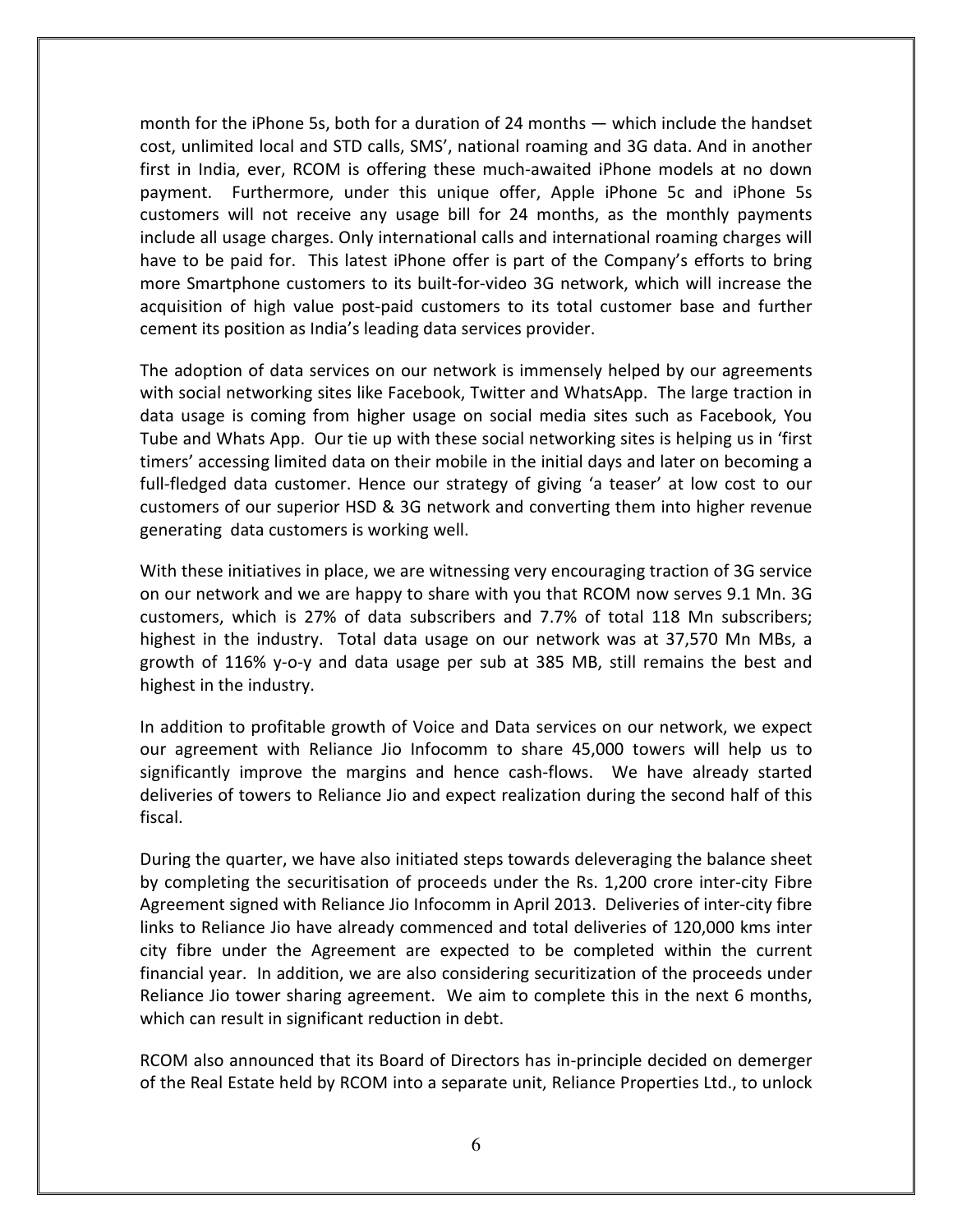month for the iPhone 5s, both for a duration of 24 months — which include the handset cost, unlimited local and STD calls, SMS', national roaming and 3G data. And in another first in India, ever, RCOM is offering these much-awaited iPhone models at no down payment. Furthermore, under this unique offer, Apple iPhone 5c and iPhone 5s customers will not receive any usage bill for 24 months, as the monthly payments include all usage charges. Only international calls and international roaming charges will have to be paid for. This latest iPhone offer is part of the Company's efforts to bring more Smartphone customers to its built-for-video 3G network, which will increase the acquisition of high value post-paid customers to its total customer base and further cement its position as India's leading data services provider.

The adoption of data services on our network is immensely helped by our agreements with social networking sites like Facebook, Twitter and WhatsApp. The large traction in data usage is coming from higher usage on social media sites such as Facebook, You Tube and Whats App. Our tie up with these social networking sites is helping us in 'first timers' accessing limited data on their mobile in the initial days and later on becoming a full-fledged data customer. Hence our strategy of giving 'a teaser' at low cost to our customers of our superior HSD & 3G network and converting them into higher revenue generating data customers is working well.

With these initiatives in place, we are witnessing very encouraging traction of 3G service on our network and we are happy to share with you that RCOM now serves 9.1 Mn. 3G customers, which is 27% of data subscribers and 7.7% of total 118 Mn subscribers; highest in the industry. Total data usage on our network was at 37,570 Mn MBs, a growth of 116% y-o-y and data usage per sub at 385 MB, still remains the best and highest in the industry.

In addition to profitable growth of Voice and Data services on our network, we expect our agreement with Reliance Jio Infocomm to share 45,000 towers will help us to significantly improve the margins and hence cash-flows. We have already started deliveries of towers to Reliance Jio and expect realization during the second half of this fiscal.

During the quarter, we have also initiated steps towards deleveraging the balance sheet by completing the securitisation of proceeds under the Rs. 1,200 crore inter-city Fibre Agreement signed with Reliance Jio Infocomm in April 2013. Deliveries of inter-city fibre links to Reliance Jio have already commenced and total deliveries of 120,000 kms inter city fibre under the Agreement are expected to be completed within the current financial year. In addition, we are also considering securitization of the proceeds under Reliance Jio tower sharing agreement. We aim to complete this in the next 6 months, which can result in significant reduction in debt.

RCOM also announced that its Board of Directors has in-principle decided on demerger of the Real Estate held by RCOM into a separate unit, Reliance Properties Ltd., to unlock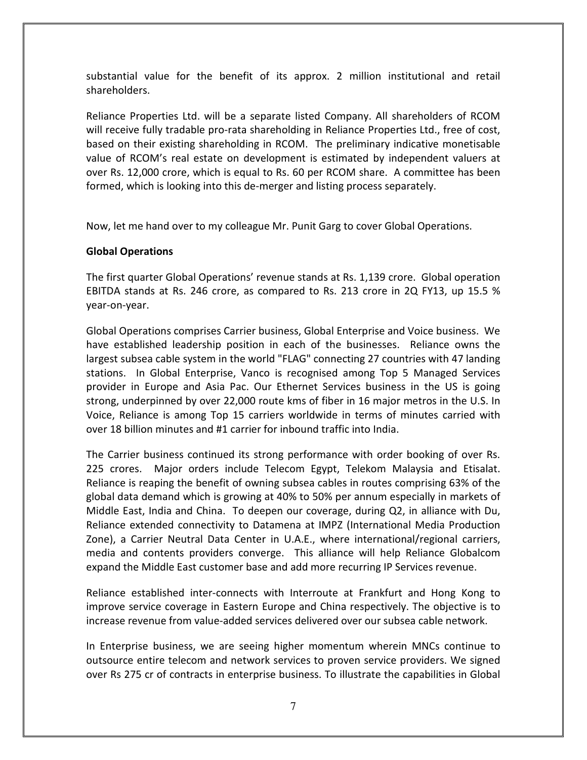substantial value for the benefit of its approx. 2 million institutional and retail shareholders.

Reliance Properties Ltd. will be a separate listed Company. All shareholders of RCOM will receive fully tradable pro-rata shareholding in Reliance Properties Ltd., free of cost, based on their existing shareholding in RCOM. The preliminary indicative monetisable value of RCOM's real estate on development is estimated by independent valuers at over Rs. 12,000 crore, which is equal to Rs. 60 per RCOM share. A committee has been formed, which is looking into this de-merger and listing process separately.

Now, let me hand over to my colleague Mr. Punit Garg to cover Global Operations.

**Global Operations**

The first quarter Global Operations' revenue stands at Rs. 1,139 crore. Global operation EBITDA stands at Rs. 246 crore, as compared to Rs. 213 crore in 2Q FY13, up 15.5 % year-on-year.

Global Operations comprises Carrier business, Global Enterprise and Voice business. We have established leadership position in each of the businesses. Reliance owns the largest subsea cable system in the world "FLAG" connecting 27 countries with 47 landing stations. In Global Enterprise, Vanco is recognised among Top 5 Managed Services provider in Europe and Asia Pac. Our Ethernet Services business in the US is going strong, underpinned by over 22,000 route kms of fiber in 16 major metros in the U.S. In Voice, Reliance is among Top 15 carriers worldwide in terms of minutes carried with over 18 billion minutes and #1 carrier for inbound traffic into India.

The Carrier business continued its strong performance with order booking of over Rs. 225 crores. Major orders include Telecom Egypt, Telekom Malaysia and Etisalat. Reliance is reaping the benefit of owning subsea cables in routes comprising 63% of the global data demand which is growing at 40% to 50% per annum especially in markets of Middle East, India and China. To deepen our coverage, during Q2, in alliance with Du, Reliance extended connectivity to Datamena at IMPZ (International Media Production Zone), a Carrier Neutral Data Center in U.A.E., where international/regional carriers, media and contents providers converge. This alliance will help Reliance Globalcom expand the Middle East customer base and add more recurring IP Services revenue.

Reliance established inter-connects with Interroute at Frankfurt and Hong Kong to improve service coverage in Eastern Europe and China respectively. The objective is to increase revenue from value-added services delivered over our subsea cable network.

In Enterprise business, we are seeing higher momentum wherein MNCs continue to outsource entire telecom and network services to proven service providers. We signed over Rs 275 cr of contracts in enterprise business. To illustrate the capabilities in Global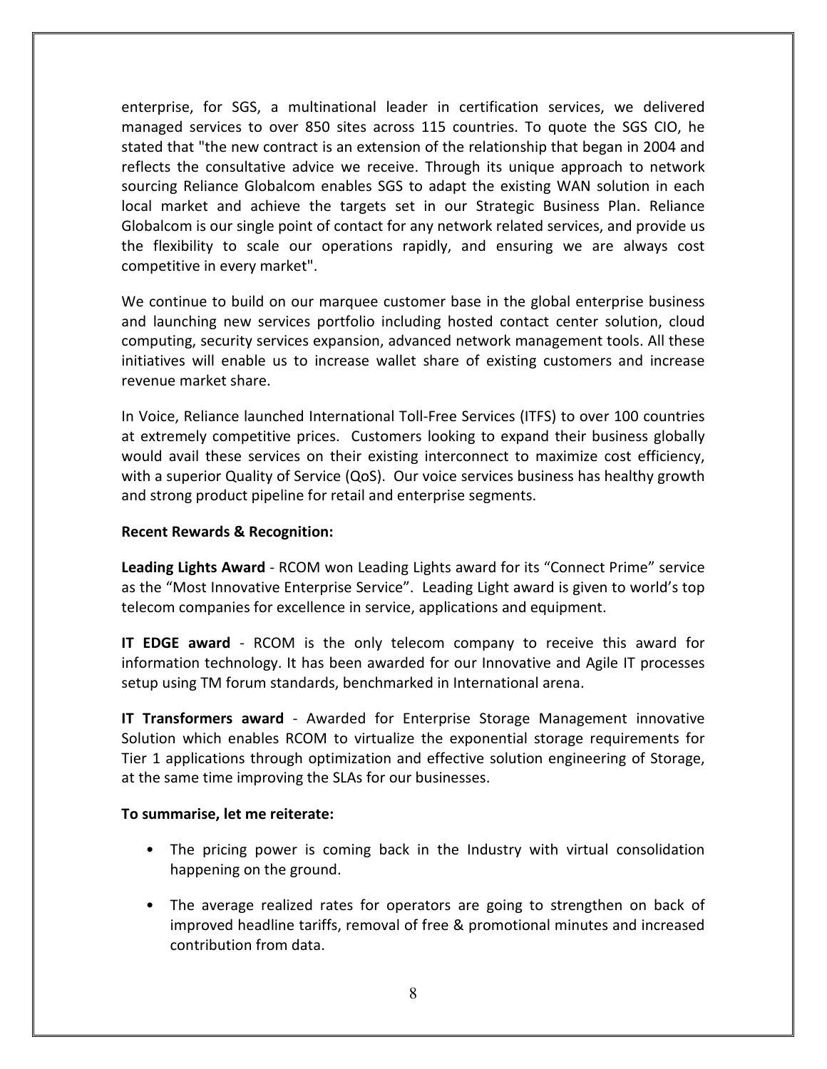enterprise, for SGS, a multinational leader in certification services, we delivered managed services to over 850 sites across 115 countries. To quote the SGS CIO, he stated that "the new contract is an extension of the relationship that began in 2004 and reflects the consultative advice we receive. Through its unique approach to network sourcing Reliance Globalcom enables SGS to adapt the existing WAN solution in each local market and achieve the targets set in our Strategic Business Plan. Reliance Globalcom is our single point of contact for any network related services, and provide us the flexibility to scale our operations rapidly, and ensuring we are always cost competitive in every market".

We continue to build on our marquee customer base in the global enterprise business and launching new services portfolio including hosted contact center solution, cloud computing, security services expansion, advanced network management tools. All these initiatives will enable us to increase wallet share of existing customers and increase revenue market share.

In Voice, Reliance launched International Toll-Free Services (ITFS) to over 100 countries at extremely competitive prices. Customers looking to expand their business globally would avail these services on their existing interconnect to maximize cost efficiency, with a superior Quality of Service (QoS). Our voice services business has healthy growth and strong product pipeline for retail and enterprise segments.

**Recent Rewards & Recognition:**

**Leading Lights Award** - RCOM won Leading Lights award for its "Connect Prime" service as the "Most Innovative Enterprise Service". Leading Light award is given to world's top telecom companies for excellence in service, applications and equipment.

**IT EDGE award** - RCOM is the only telecom company to receive this award for information technology. It has been awarded for our Innovative and Agile IT processes setup using TM forum standards, benchmarked in International arena.

**IT Transformers award** - Awarded for Enterprise Storage Management innovative Solution which enables RCOM to virtualize the exponential storage requirements for Tier 1 applications through optimization and effective solution engineering of Storage, at the same time improving the SLAs for our businesses.

**To summarise, let me reiterate:**

- The pricing power is coming back in the Industry with virtual consolidation happening on the ground.
- The average realized rates for operators are going to strengthen on back of improved headline tariffs, removal of free & promotional minutes and increased contribution from data.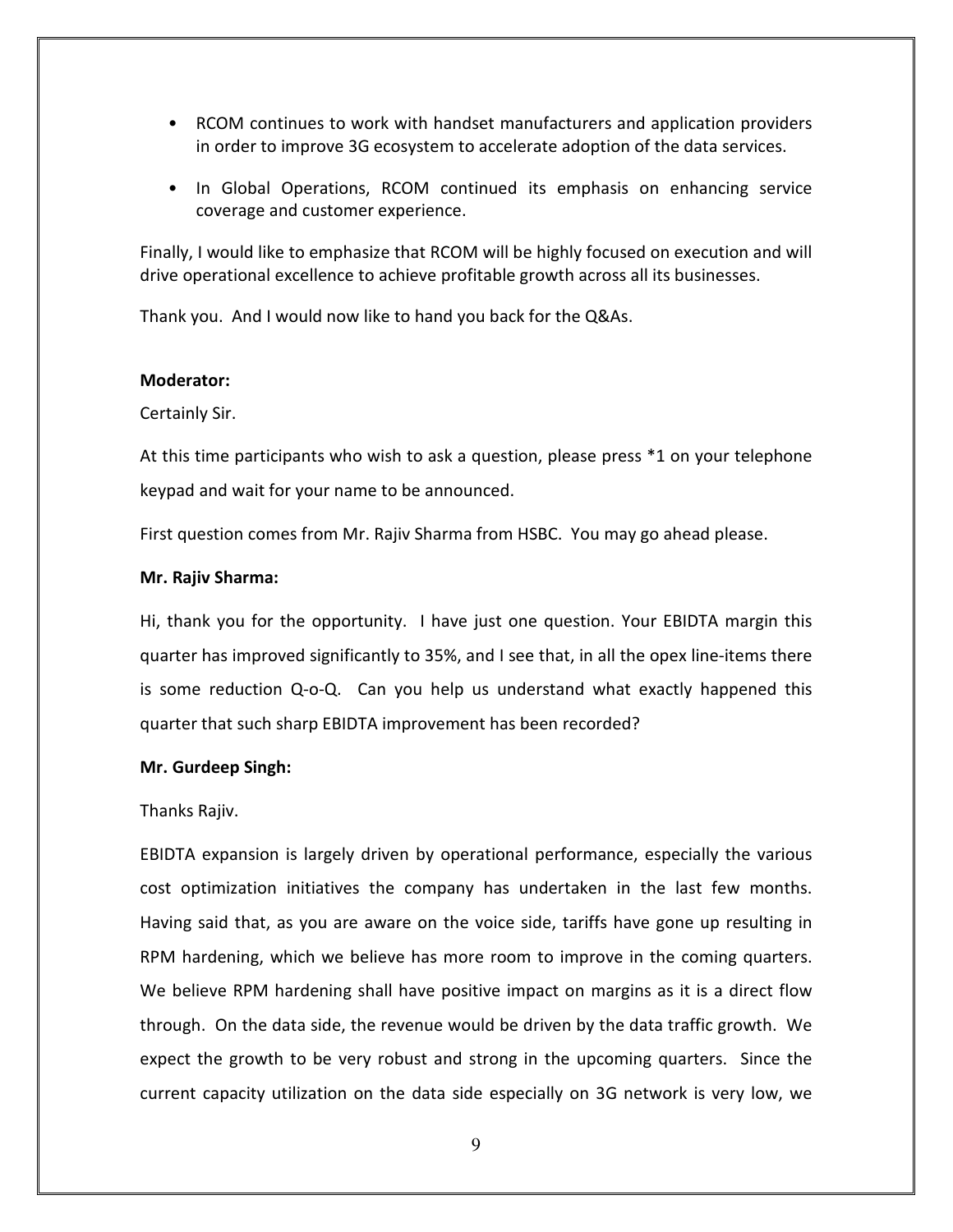- RCOM continues to work with handset manufacturers and application providers in order to improve 3G ecosystem to accelerate adoption of the data services.
- In Global Operations, RCOM continued its emphasis on enhancing service coverage and customer experience.

Finally, I would like to emphasize that RCOM will be highly focused on execution and will drive operational excellence to achieve profitable growth across all its businesses.

Thank you. And I would now like to hand you back for the Q&As.

**Moderator:**

Certainly Sir.

At this time participants who wish to ask a question, please press *1 on your telephone keypad and wait for your name to be announced.

First question comes from Mr. Rajiv Sharma from HSBC. You may go ahead please.

**Mr. Rajiv Sharma:**

Hi, thank you for the opportunity. I have just one question. Your EBIDTA margin this quarter has improved significantly to 35%, and I see that, in all the opex line-items there is some reduction Q-o-Q. Can you help us understand what exactly happened this quarter that such sharp EBIDTA improvement has been recorded?

**Mr. Gurdeep Singh:**

Thanks Rajiv.

EBIDTA expansion is largely driven by operational performance, especially the various cost optimization initiatives the company has undertaken in the last few months. Having said that, as you are aware on the voice side, tariffs have gone up resulting in RPM hardening, which we believe has more room to improve in the coming quarters. We believe RPM hardening shall have positive impact on margins as it is a direct flow through. On the data side, the revenue would be driven by the data traffic growth. We expect the growth to be very robust and strong in the upcoming quarters. Since the current capacity utilization on the data side especially on 3G network is very low, we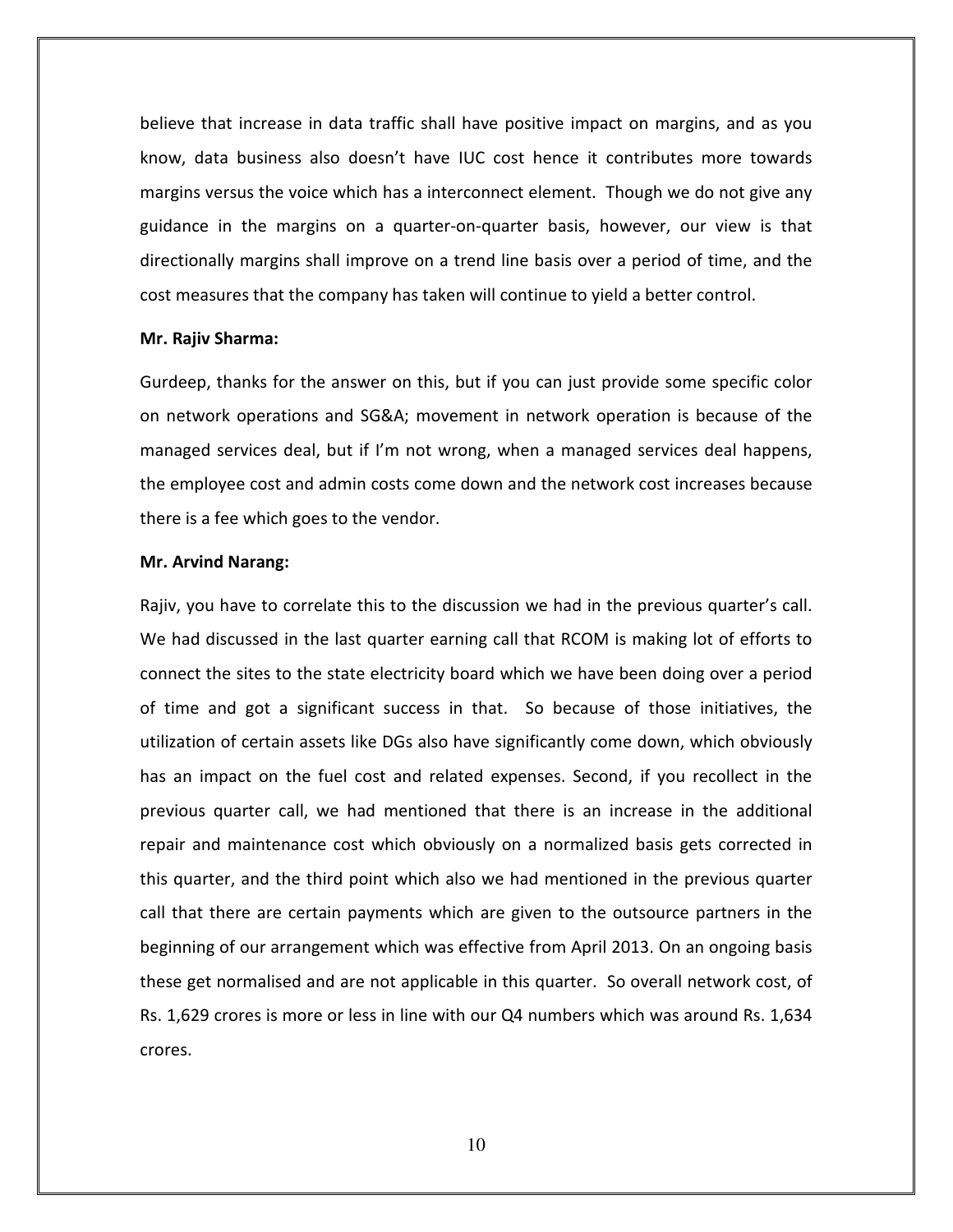believe that increase in data traffic shall have positive impact on margins, and as you know, data business also doesn't have IUC cost hence it contributes more towards margins versus the voice which has a interconnect element. Though we do not give any guidance in the margins on a quarter-on-quarter basis, however, our view is that directionally margins shall improve on a trend line basis over a period of time, and the cost measures that the company has taken will continue to yield a better control.

**Mr. Rajiv Sharma:**

Gurdeep, thanks for the answer on this, but if you can just provide some specific color on network operations and SG&A; movement in network operation is because of the managed services deal, but if I'm not wrong, when a managed services deal happens, the employee cost and admin costs come down and the network cost increases because there is a fee which goes to the vendor.

**Mr. Arvind Narang:**

Rajiv, you have to correlate this to the discussion we had in the previous quarter's call. We had discussed in the last quarter earning call that RCOM is making lot of efforts to connect the sites to the state electricity board which we have been doing over a period of time and got a significant success in that. So because of those initiatives, the utilization of certain assets like DGs also have significantly come down, which obviously has an impact on the fuel cost and related expenses. Second, if you recollect in the previous quarter call, we had mentioned that there is an increase in the additional repair and maintenance cost which obviously on a normalized basis gets corrected in this quarter, and the third point which also we had mentioned in the previous quarter call that there are certain payments which are given to the outsource partners in the beginning of our arrangement which was effective from April 2013. On an ongoing basis these get normalised and are not applicable in this quarter. So overall network cost, of Rs. 1,629 crores is more or less in line with our Q4 numbers which was around Rs. 1,634 crores.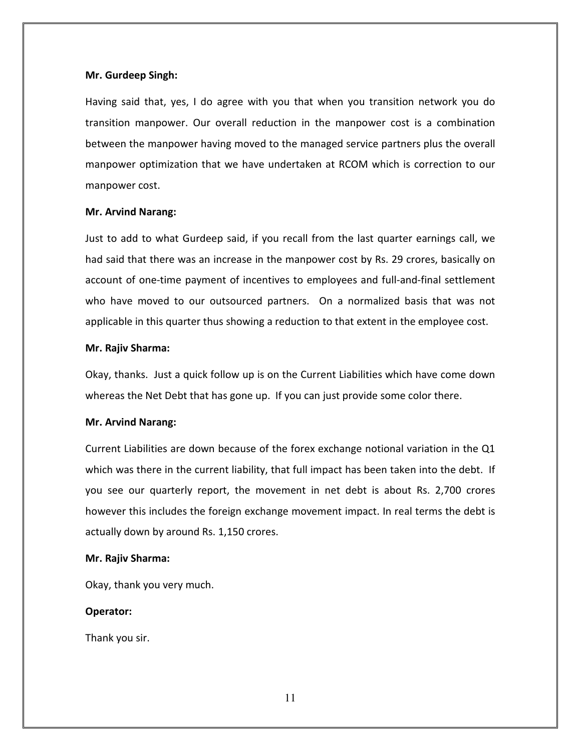**Mr. Gurdeep Singh:**

Having said that, yes, I do agree with you that when you transition network you do transition manpower. Our overall reduction in the manpower cost is a combination between the manpower having moved to the managed service partners plus the overall manpower optimization that we have undertaken at RCOM which is correction to our manpower cost.

**Mr. Arvind Narang:**

Just to add to what Gurdeep said, if you recall from the last quarter earnings call, we had said that there was an increase in the manpower cost by Rs. 29 crores, basically on account of one-time payment of incentives to employees and full-and-final settlement who have moved to our outsourced partners. On a normalized basis that was not applicable in this quarter thus showing a reduction to that extent in the employee cost.

**Mr. Rajiv Sharma:**

Okay, thanks. Just a quick follow up is on the Current Liabilities which have come down whereas the Net Debt that has gone up. If you can just provide some color there.

**Mr. Arvind Narang:**

Current Liabilities are down because of the forex exchange notional variation in the Q1 which was there in the current liability, that full impact has been taken into the debt. If you see our quarterly report, the movement in net debt is about Rs. 2,700 crores however this includes the foreign exchange movement impact. In real terms the debt is actually down by around Rs. 1,150 crores.

**Mr. Rajiv Sharma:**

Okay, thank you very much.

**Operator:**

Thank you sir.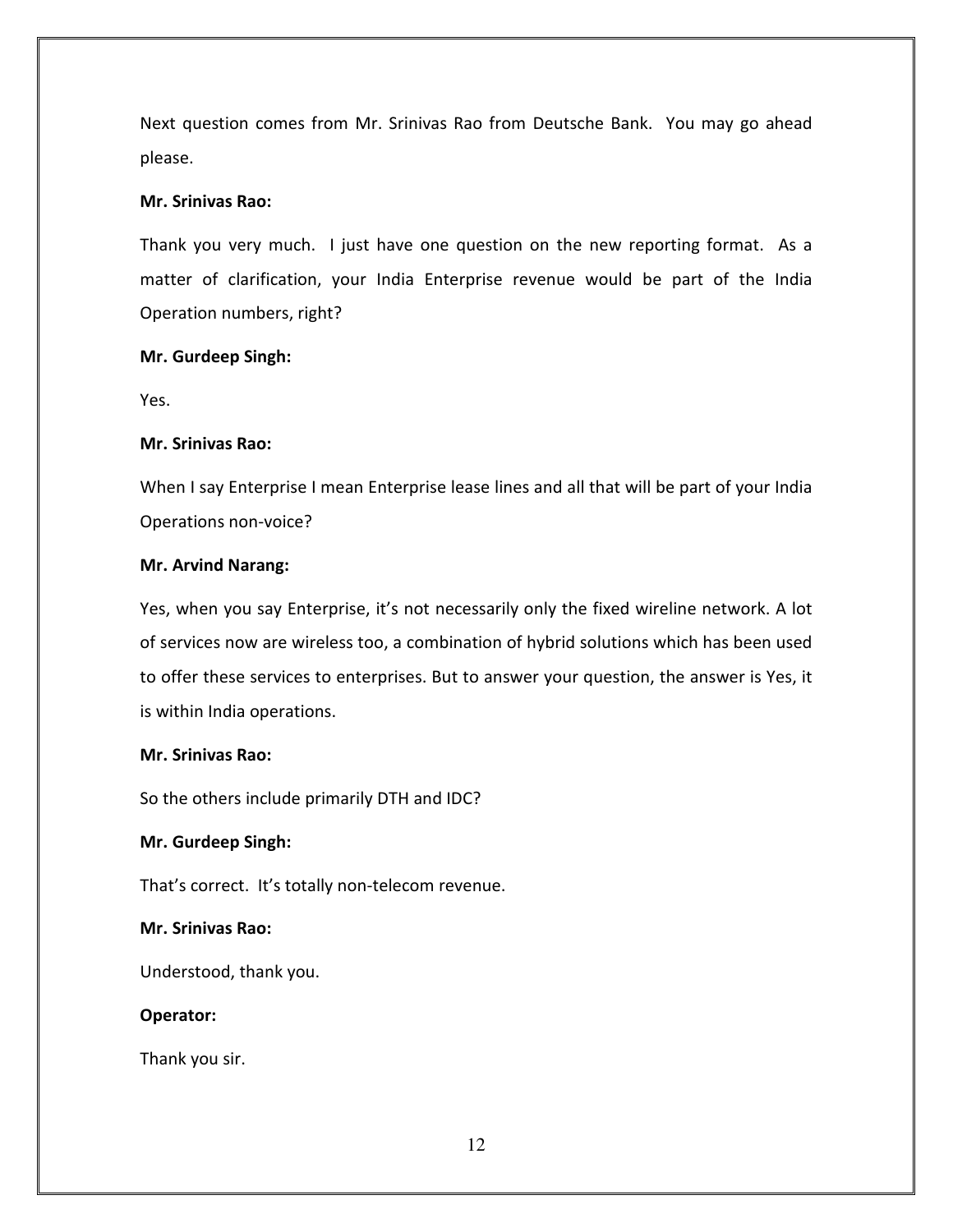Next question comes from Mr. Srinivas Rao from Deutsche Bank. You may go ahead please.

**Mr. Srinivas Rao:**

Thank you very much. I just have one question on the new reporting format. As a matter of clarification, your India Enterprise revenue would be part of the India Operation numbers, right?

**Mr. Gurdeep Singh:**

Yes.

**Mr. Srinivas Rao:**

When I say Enterprise I mean Enterprise lease lines and all that will be part of your India Operations non-voice?

**Mr. Arvind Narang:**

Yes, when you say Enterprise, it's not necessarily only the fixed wireline network. A lot of services now are wireless too, a combination of hybrid solutions which has been used to offer these services to enterprises. But to answer your question, the answer is Yes, it is within India operations.

**Mr. Srinivas Rao:**

So the others include primarily DTH and IDC?

**Mr. Gurdeep Singh:**

That's correct. It's totally non-telecom revenue.

**Mr. Srinivas Rao:**

Understood, thank you.

**Operator:**

Thank you sir.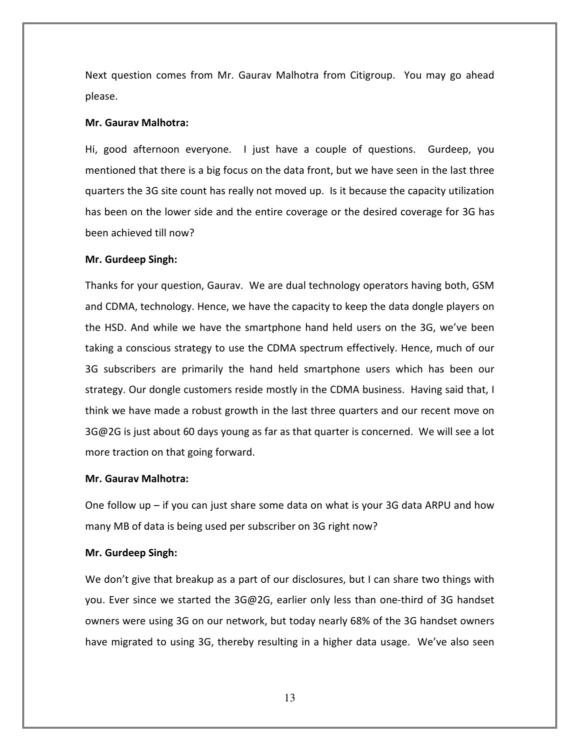Next question comes from Mr. Gaurav Malhotra from Citigroup. You may go ahead please.

**Mr. Gaurav Malhotra:**

Hi, good afternoon everyone. I just have a couple of questions. Gurdeep, you mentioned that there is a big focus on the data front, but we have seen in the last three quarters the 3G site count has really not moved up. Is it because the capacity utilization has been on the lower side and the entire coverage or the desired coverage for 3G has been achieved till now?

**Mr. Gurdeep Singh:**

Thanks for your question, Gaurav. We are dual technology operators having both, GSM and CDMA, technology. Hence, we have the capacity to keep the data dongle players on the HSD. And while we have the smartphone hand held users on the 3G, we've been taking a conscious strategy to use the CDMA spectrum effectively. Hence, much of our 3G subscribers are primarily the hand held smartphone users which has been our strategy. Our dongle customers reside mostly in the CDMA business. Having said that, I think we have made a robust growth in the last three quarters and our recent move on 3G@2G is just about 60 days young as far as that quarter is concerned. We will see a lot more traction on that going forward.

**Mr. Gaurav Malhotra:**

One follow up – if you can just share some data on what is your 3G data ARPU and how many MB of data is being used per subscriber on 3G right now?

**Mr. Gurdeep Singh:**

We don't give that breakup as a part of our disclosures, but I can share two things with you. Ever since we started the 3G@2G, earlier only less than one-third of 3G handset owners were using 3G on our network, but today nearly 68% of the 3G handset owners have migrated to using 3G, thereby resulting in a higher data usage. We've also seen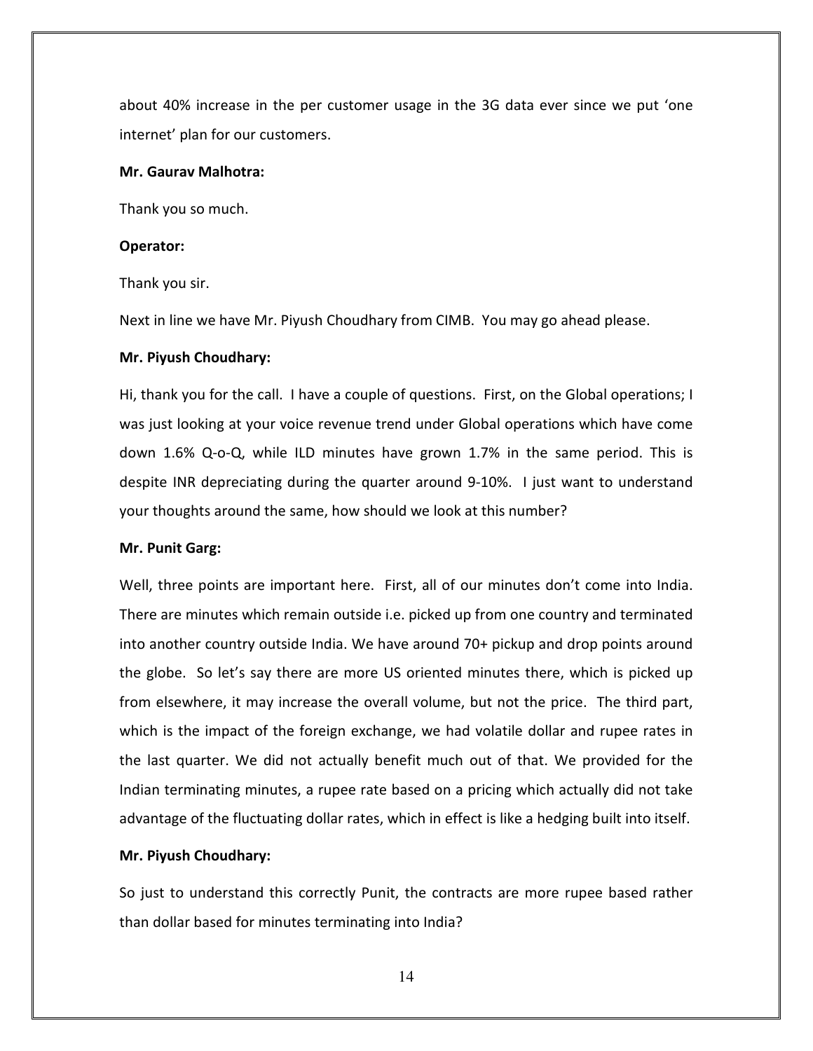about 40% increase in the per customer usage in the 3G data ever since we put 'one internet' plan for our customers.

**Mr. Gaurav Malhotra:**

Thank you so much.

**Operator:**

Thank you sir.

Next in line we have Mr. Piyush Choudhary from CIMB. You may go ahead please.

**Mr. Piyush Choudhary:**

Hi, thank you for the call. I have a couple of questions. First, on the Global operations; I was just looking at your voice revenue trend under Global operations which have come down 1.6% Q-o-Q, while ILD minutes have grown 1.7% in the same period. This is despite INR depreciating during the quarter around 9-10%. I just want to understand your thoughts around the same, how should we look at this number?

**Mr. Punit Garg:**

Well, three points are important here. First, all of our minutes don't come into India. There are minutes which remain outside i.e. picked up from one country and terminated into another country outside India. We have around 70+ pickup and drop points around the globe. So let's say there are more US oriented minutes there, which is picked up from elsewhere, it may increase the overall volume, but not the price. The third part, which is the impact of the foreign exchange, we had volatile dollar and rupee rates in the last quarter. We did not actually benefit much out of that. We provided for the Indian terminating minutes, a rupee rate based on a pricing which actually did not take advantage of the fluctuating dollar rates, which in effect is like a hedging built into itself.

**Mr. Piyush Choudhary:**

So just to understand this correctly Punit, the contracts are more rupee based rather than dollar based for minutes terminating into India?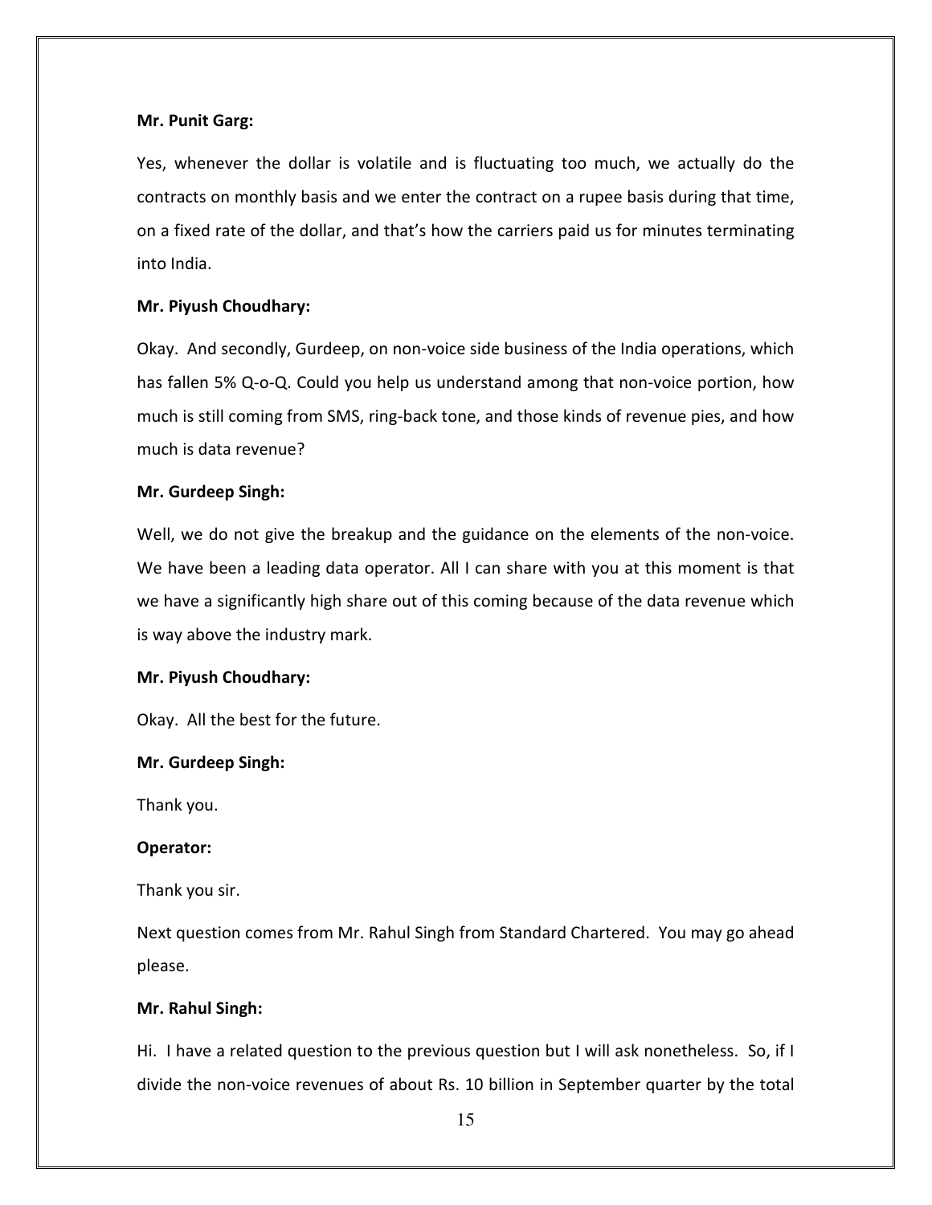**Mr. Punit Garg:**

Yes, whenever the dollar is volatile and is fluctuating too much, we actually do the contracts on monthly basis and we enter the contract on a rupee basis during that time, on a fixed rate of the dollar, and that's how the carriers paid us for minutes terminating into India.

**Mr. Piyush Choudhary:**

Okay. And secondly, Gurdeep, on non-voice side business of the India operations, which has fallen 5% Q-o-Q. Could you help us understand among that non-voice portion, how much is still coming from SMS, ring-back tone, and those kinds of revenue pies, and how much is data revenue?

**Mr. Gurdeep Singh:**

Well, we do not give the breakup and the guidance on the elements of the non-voice. We have been a leading data operator. All I can share with you at this moment is that we have a significantly high share out of this coming because of the data revenue which is way above the industry mark.

**Mr. Piyush Choudhary:**

Okay. All the best for the future.

**Mr. Gurdeep Singh:**

Thank you.

**Operator:**

Thank you sir.

Next question comes from Mr. Rahul Singh from Standard Chartered. You may go ahead please.

**Mr. Rahul Singh:**

Hi. I have a related question to the previous question but I will ask nonetheless. So, if I divide the non-voice revenues of about Rs. 10 billion in September quarter by the total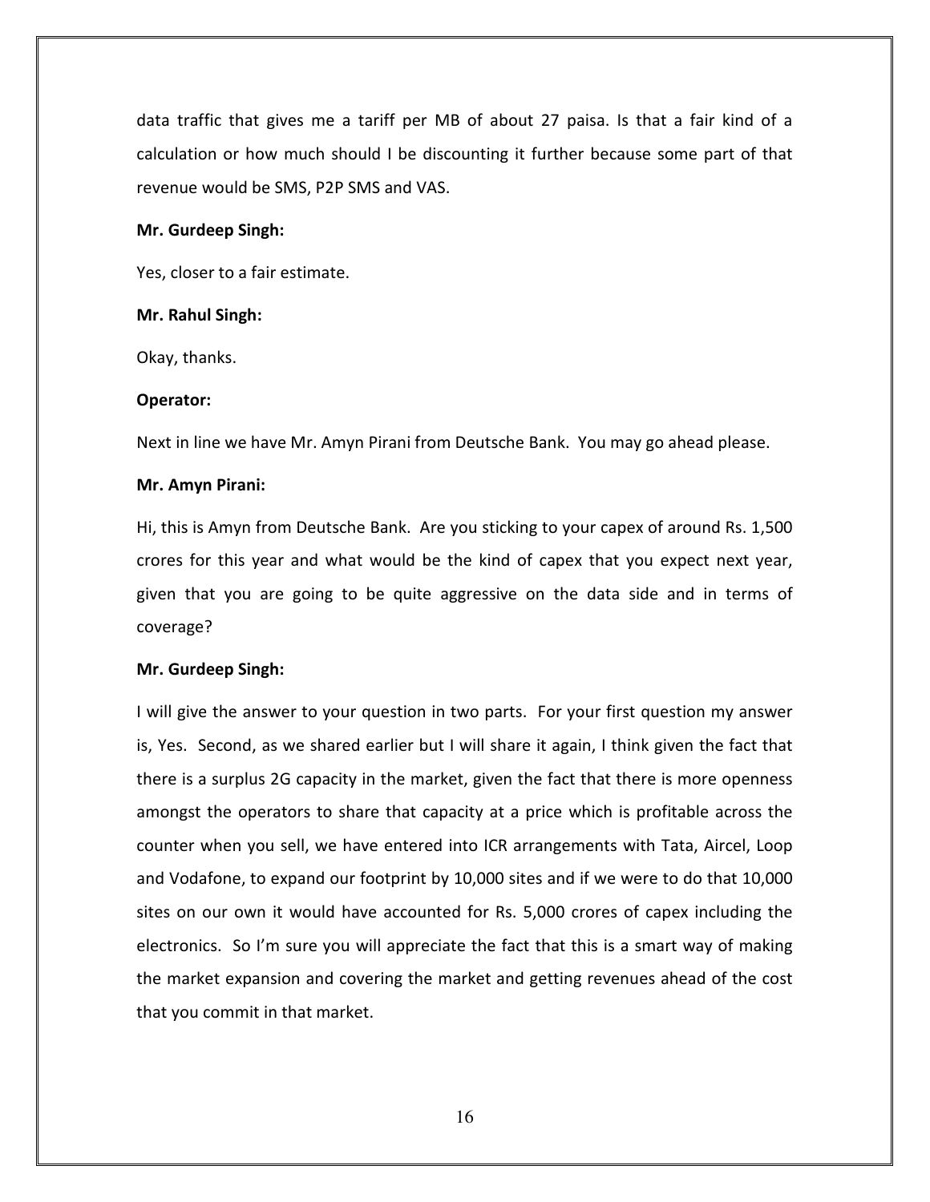data traffic that gives me a tariff per MB of about 27 paisa. Is that a fair kind of a calculation or how much should I be discounting it further because some part of that revenue would be SMS, P2P SMS and VAS.

**Mr. Gurdeep Singh:**

Yes, closer to a fair estimate.

**Mr. Rahul Singh:**

Okay, thanks.

**Operator:**

Next in line we have Mr. Amyn Pirani from Deutsche Bank. You may go ahead please.

**Mr. Amyn Pirani:**

Hi, this is Amyn from Deutsche Bank. Are you sticking to your capex of around Rs. 1,500 crores for this year and what would be the kind of capex that you expect next year, given that you are going to be quite aggressive on the data side and in terms of coverage?

**Mr. Gurdeep Singh:**

I will give the answer to your question in two parts. For your first question my answer is, Yes. Second, as we shared earlier but I will share it again, I think given the fact that there is a surplus 2G capacity in the market, given the fact that there is more openness amongst the operators to share that capacity at a price which is profitable across the counter when you sell, we have entered into ICR arrangements with Tata, Aircel, Loop and Vodafone, to expand our footprint by 10,000 sites and if we were to do that 10,000 sites on our own it would have accounted for Rs. 5,000 crores of capex including the electronics. So I'm sure you will appreciate the fact that this is a smart way of making the market expansion and covering the market and getting revenues ahead of the cost that you commit in that market.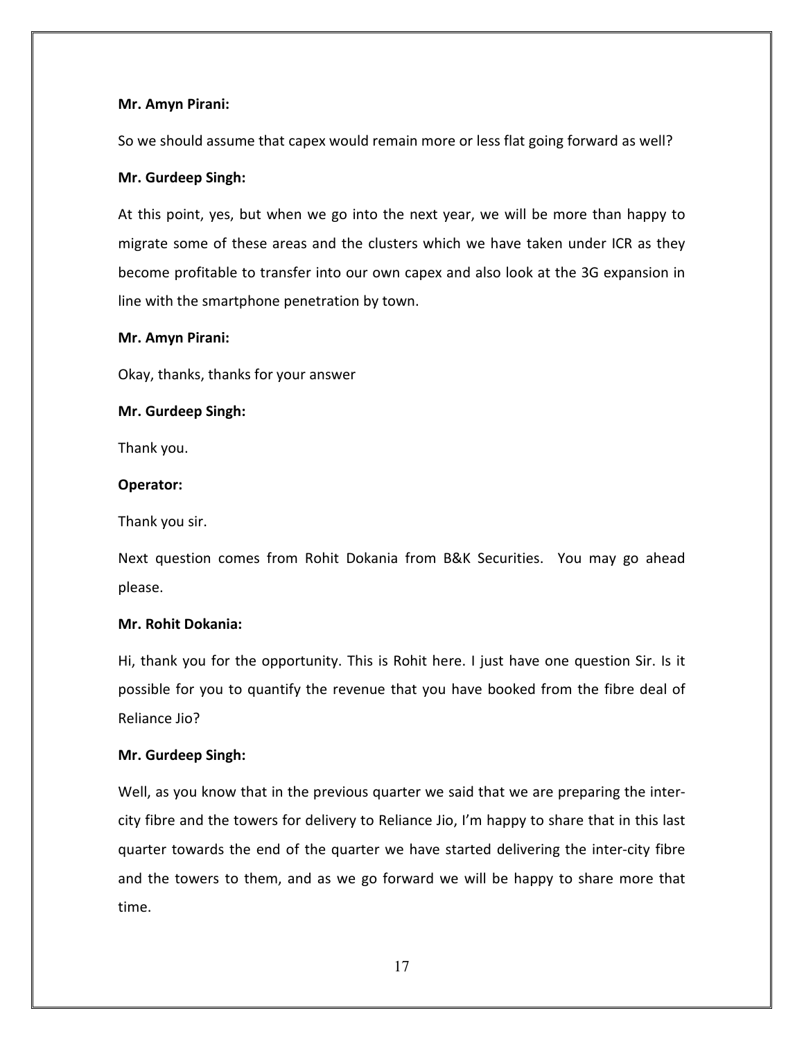**Mr. Amyn Pirani:**

So we should assume that capex would remain more or less flat going forward as well?

**Mr. Gurdeep Singh:**

At this point, yes, but when we go into the next year, we will be more than happy to migrate some of these areas and the clusters which we have taken under ICR as they become profitable to transfer into our own capex and also look at the 3G expansion in line with the smartphone penetration by town.

**Mr. Amyn Pirani:**

Okay, thanks, thanks for your answer

**Mr. Gurdeep Singh:**

Thank you.

**Operator:**

Thank you sir.

Next question comes from Rohit Dokania from B&K Securities. You may go ahead please.

**Mr. Rohit Dokania:**

Hi, thank you for the opportunity. This is Rohit here. I just have one question Sir. Is it possible for you to quantify the revenue that you have booked from the fibre deal of Reliance Jio?

**Mr. Gurdeep Singh:**

Well, as you know that in the previous quarter we said that we are preparing the inter-city fibre and the towers for delivery to Reliance Jio, I'm happy to share that in this last quarter towards the end of the quarter we have started delivering the inter-city fibre and the towers to them, and as we go forward we will be happy to share more that time.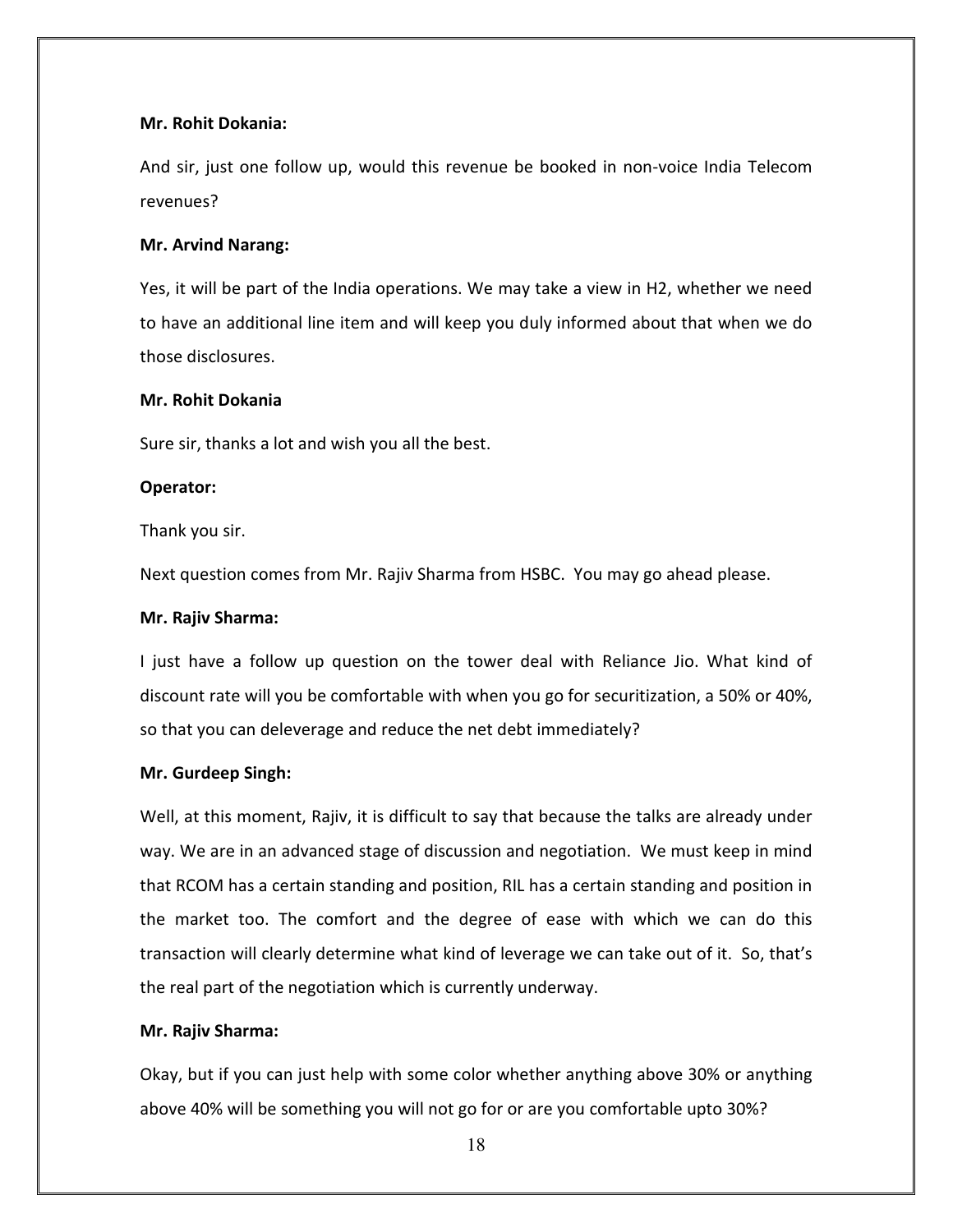**Mr. Rohit Dokania:**

And sir, just one follow up, would this revenue be booked in non-voice India Telecom revenues?

**Mr. Arvind Narang:**

Yes, it will be part of the India operations. We may take a view in H2, whether we need to have an additional line item and will keep you duly informed about that when we do those disclosures.

**Mr. Rohit Dokania**

Sure sir, thanks a lot and wish you all the best.

**Operator:**

Thank you sir.

Next question comes from Mr. Rajiv Sharma from HSBC. You may go ahead please.

**Mr. Rajiv Sharma:**

I just have a follow up question on the tower deal with Reliance Jio. What kind of discount rate will you be comfortable with when you go for securitization, a 50% or 40%, so that you can deleverage and reduce the net debt immediately?

**Mr. Gurdeep Singh:**

Well, at this moment, Rajiv, it is difficult to say that because the talks are already under way. We are in an advanced stage of discussion and negotiation. We must keep in mind that RCOM has a certain standing and position, RIL has a certain standing and position in the market too. The comfort and the degree of ease with which we can do this transaction will clearly determine what kind of leverage we can take out of it. So, that's the real part of the negotiation which is currently underway.

**Mr. Rajiv Sharma:**

Okay, but if you can just help with some color whether anything above 30% or anything above 40% will be something you will not go for or are you comfortable upto 30%?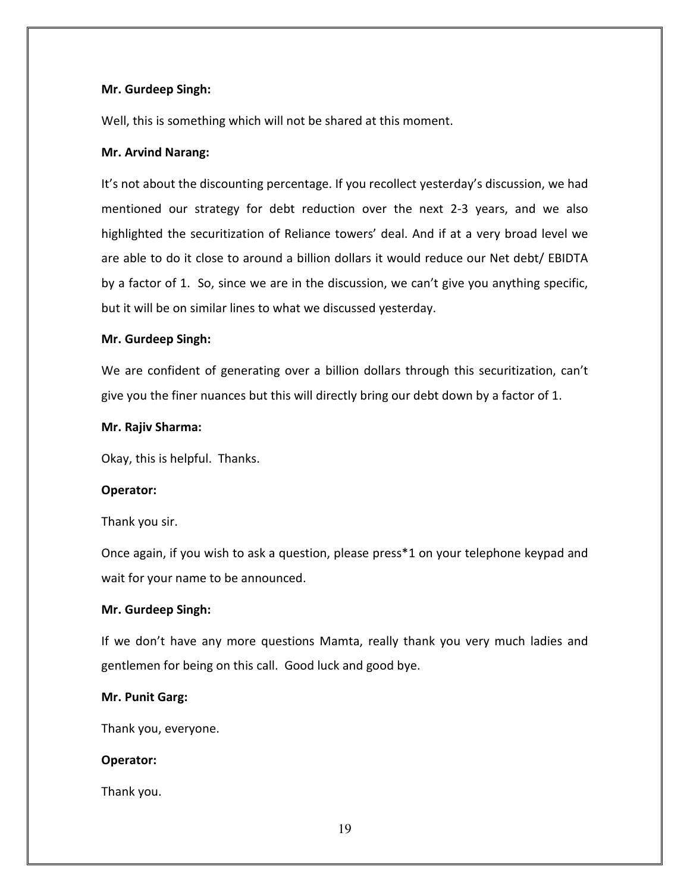**Mr. Gurdeep Singh:**

Well, this is something which will not be shared at this moment.

**Mr. Arvind Narang:**

It's not about the discounting percentage. If you recollect yesterday's discussion, we had mentioned our strategy for debt reduction over the next 2-3 years, and we also highlighted the securitization of Reliance towers' deal. And if at a very broad level we are able to do it close to around a billion dollars it would reduce our Net debt/ EBIDTA by a factor of 1. So, since we are in the discussion, we can't give you anything specific, but it will be on similar lines to what we discussed yesterday.

**Mr. Gurdeep Singh:**

We are confident of generating over a billion dollars through this securitization, can't give you the finer nuances but this will directly bring our debt down by a factor of 1.

**Mr. Rajiv Sharma:**

Okay, this is helpful. Thanks.

**Operator:**

Thank you sir.

Once again, if you wish to ask a question, please press*1 on your telephone keypad and wait for your name to be announced.

**Mr. Gurdeep Singh:**

If we don't have any more questions Mamta, really thank you very much ladies and gentlemen for being on this call. Good luck and good bye.

**Mr. Punit Garg:**

Thank you, everyone.

**Operator:**

Thank you.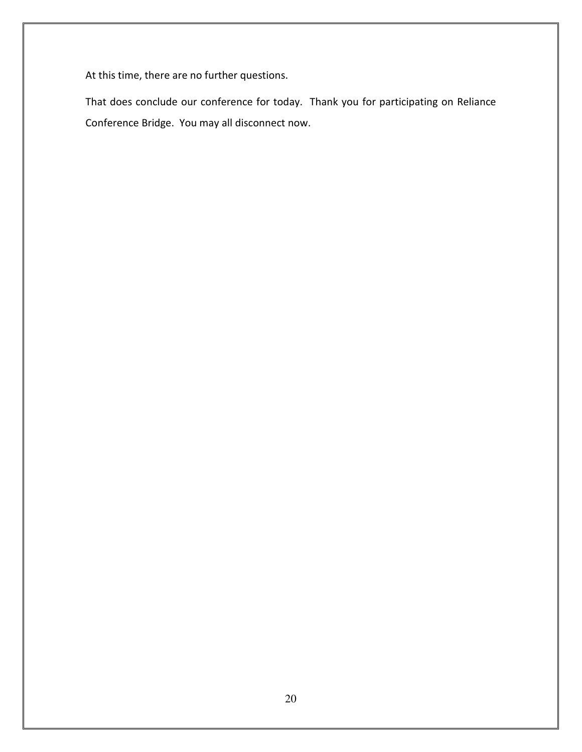At this time, there are no further questions.

That does conclude our conference for today. Thank you for participating on Reliance Conference Bridge. You may all disconnect now.